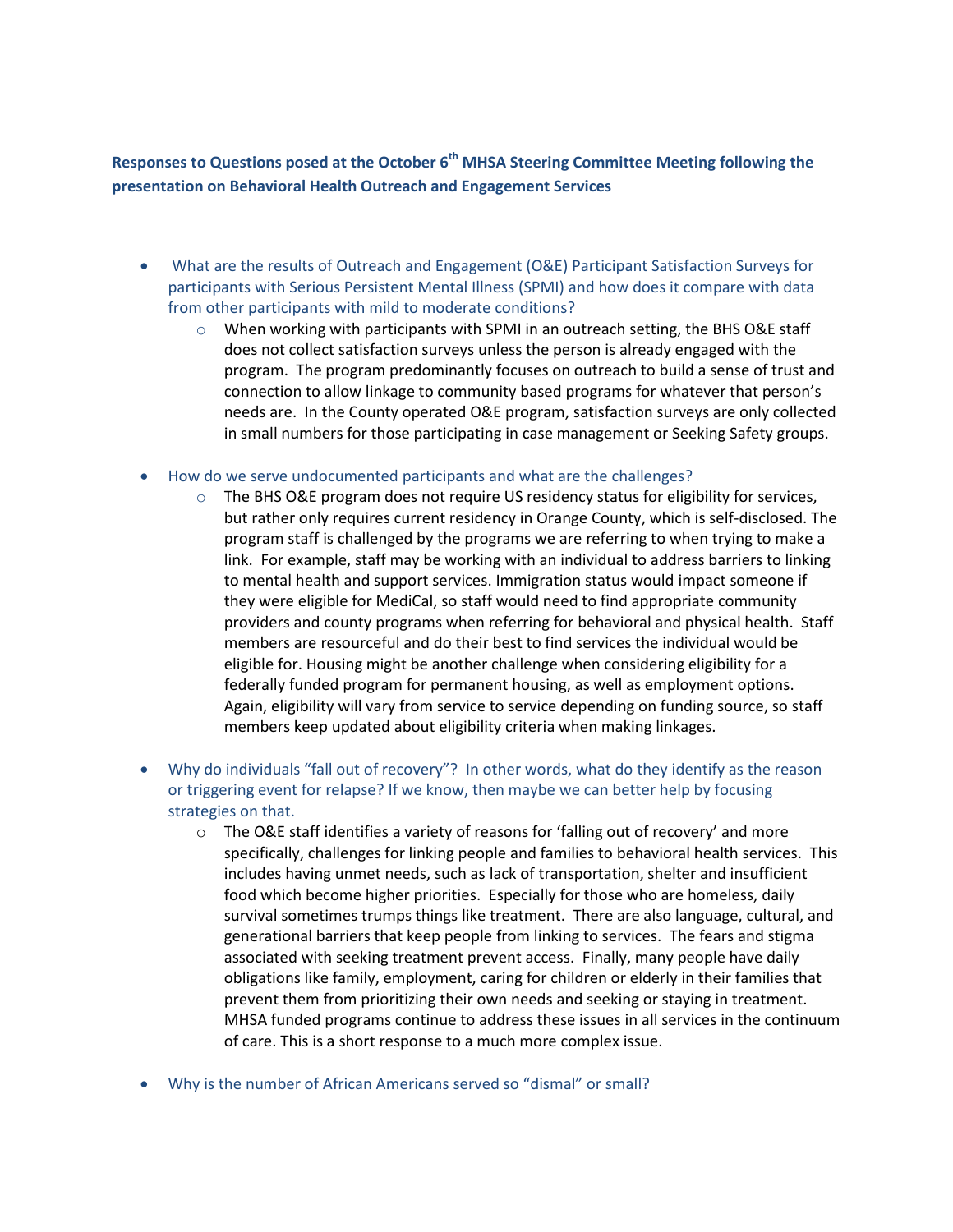**Responses to Questions posed at the October 6th MHSA Steering Committee Meeting following the presentation on Behavioral Health Outreach and Engagement Services**

- What are the results of Outreach and Engagement (O&E) Participant Satisfaction Surveys for participants with Serious Persistent Mental Illness (SPMI) and how does it compare with data from other participants with mild to moderate conditions?
    - When working with participants with SPMI in an outreach setting, the BHS O&E staff does not collect satisfaction surveys unless the person is already engaged with the program. The program predominantly focuses on outreach to build a sense of trust and connection to allow linkage to community based programs for whatever that person's needs are. In the County operated O&E program, satisfaction surveys are only collected in small numbers for those participating in case management or Seeking Safety groups.

- How do we serve undocumented participants and what are the challenges?
    - The BHS O&E program does not require US residency status for eligibility for services, but rather only requires current residency in Orange County, which is self-disclosed. The program staff is challenged by the programs we are referring to when trying to make a link. For example, staff may be working with an individual to address barriers to linking to mental health and support services. Immigration status would impact someone if they were eligible for MediCal, so staff would need to find appropriate community providers and county programs when referring for behavioral and physical health. Staff members are resourceful and do their best to find services the individual would be eligible for. Housing might be another challenge when considering eligibility for a federally funded program for permanent housing, as well as employment options. Again, eligibility will vary from service to service depending on funding source, so staff members keep updated about eligibility criteria when making linkages.

- Why do individuals "fall out of recovery"? In other words, what do they identify as the reason or triggering event for relapse? If we know, then maybe we can better help by focusing strategies on that.
    - The O&E staff identifies a variety of reasons for 'falling out of recovery' and more specifically, challenges for linking people and families to behavioral health services. This includes having unmet needs, such as lack of transportation, shelter and insufficient food which become higher priorities. Especially for those who are homeless, daily survival sometimes trumps things like treatment. There are also language, cultural, and generational barriers that keep people from linking to services. The fears and stigma associated with seeking treatment prevent access. Finally, many people have daily obligations like family, employment, caring for children or elderly in their families that prevent them from prioritizing their own needs and seeking or staying in treatment. MHSA funded programs continue to address these issues in all services in the continuum of care. This is a short response to a much more complex issue.

- Why is the number of African Americans served so "dismal" or small?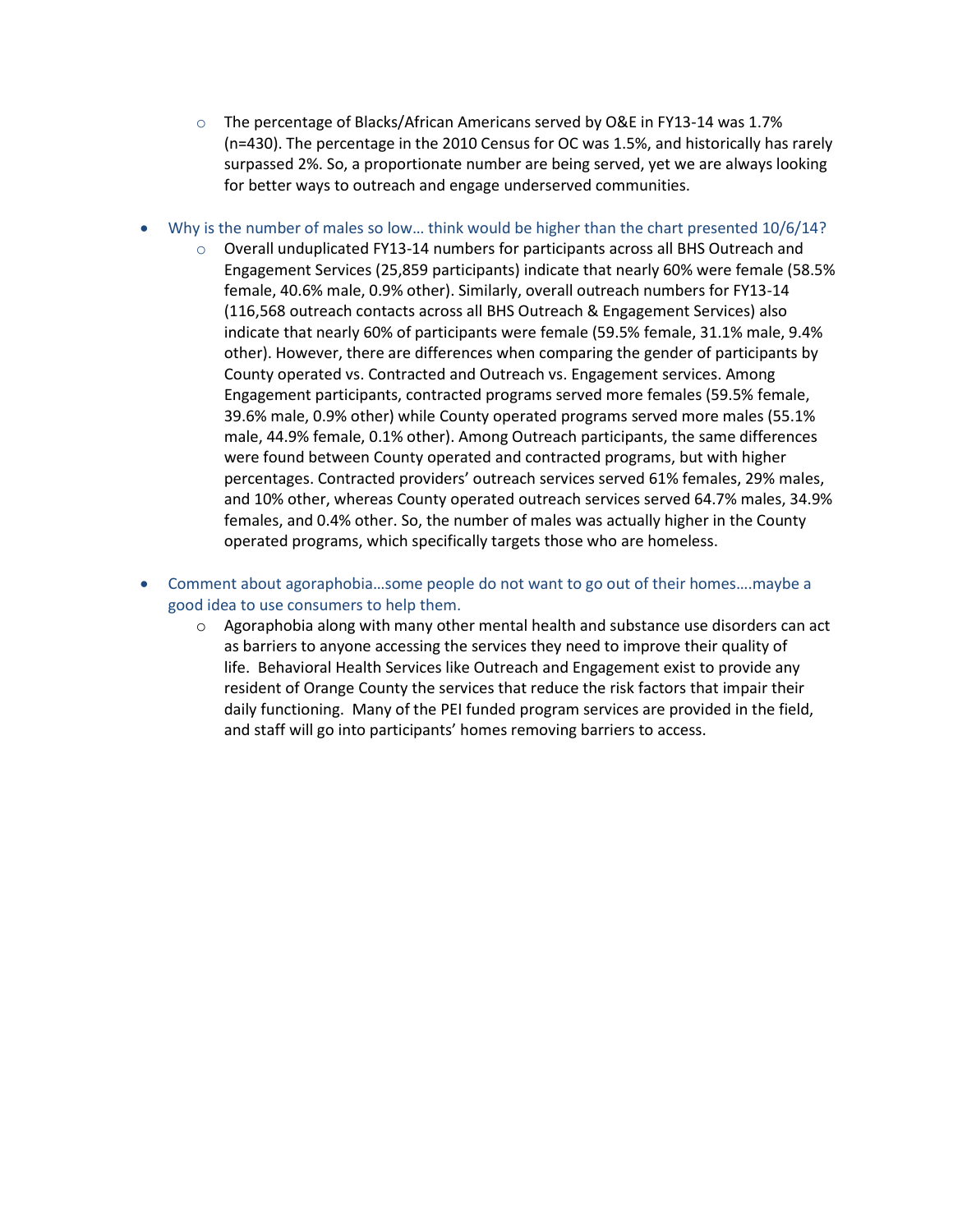- The percentage of Blacks/African Americans served by O&E in FY13-14 was 1.7% (n=430). The percentage in the 2010 Census for OC was 1.5%, and historically has rarely surpassed 2%. So, a proportionate number are being served, yet we are always looking for better ways to outreach and engage underserved communities.

- Why is the number of males so low… think would be higher than the chart presented 10/6/14?
  - Overall unduplicated FY13-14 numbers for participants across all BHS Outreach and Engagement Services (25,859 participants) indicate that nearly 60% were female (58.5% female, 40.6% male, 0.9% other). Similarly, overall outreach numbers for FY13-14 (116,568 outreach contacts across all BHS Outreach & Engagement Services) also indicate that nearly 60% of participants were female (59.5% female, 31.1% male, 9.4% other). However, there are differences when comparing the gender of participants by County operated vs. Contracted and Outreach vs. Engagement services. Among Engagement participants, contracted programs served more females (59.5% female, 39.6% male, 0.9% other) while County operated programs served more males (55.1% male, 44.9% female, 0.1% other). Among Outreach participants, the same differences were found between County operated and contracted programs, but with higher percentages. Contracted providers' outreach services served 61% females, 29% males, and 10% other, whereas County operated outreach services served 64.7% males, 34.9% females, and 0.4% other. So, the number of males was actually higher in the County operated programs, which specifically targets those who are homeless.

- Comment about agoraphobia…some people do not want to go out of their homes….maybe a good idea to use consumers to help them.
  - Agoraphobia along with many other mental health and substance use disorders can act as barriers to anyone accessing the services they need to improve their quality of life. Behavioral Health Services like Outreach and Engagement exist to provide any resident of Orange County the services that reduce the risk factors that impair their daily functioning. Many of the PEI funded program services are provided in the field, and staff will go into participants' homes removing barriers to access.